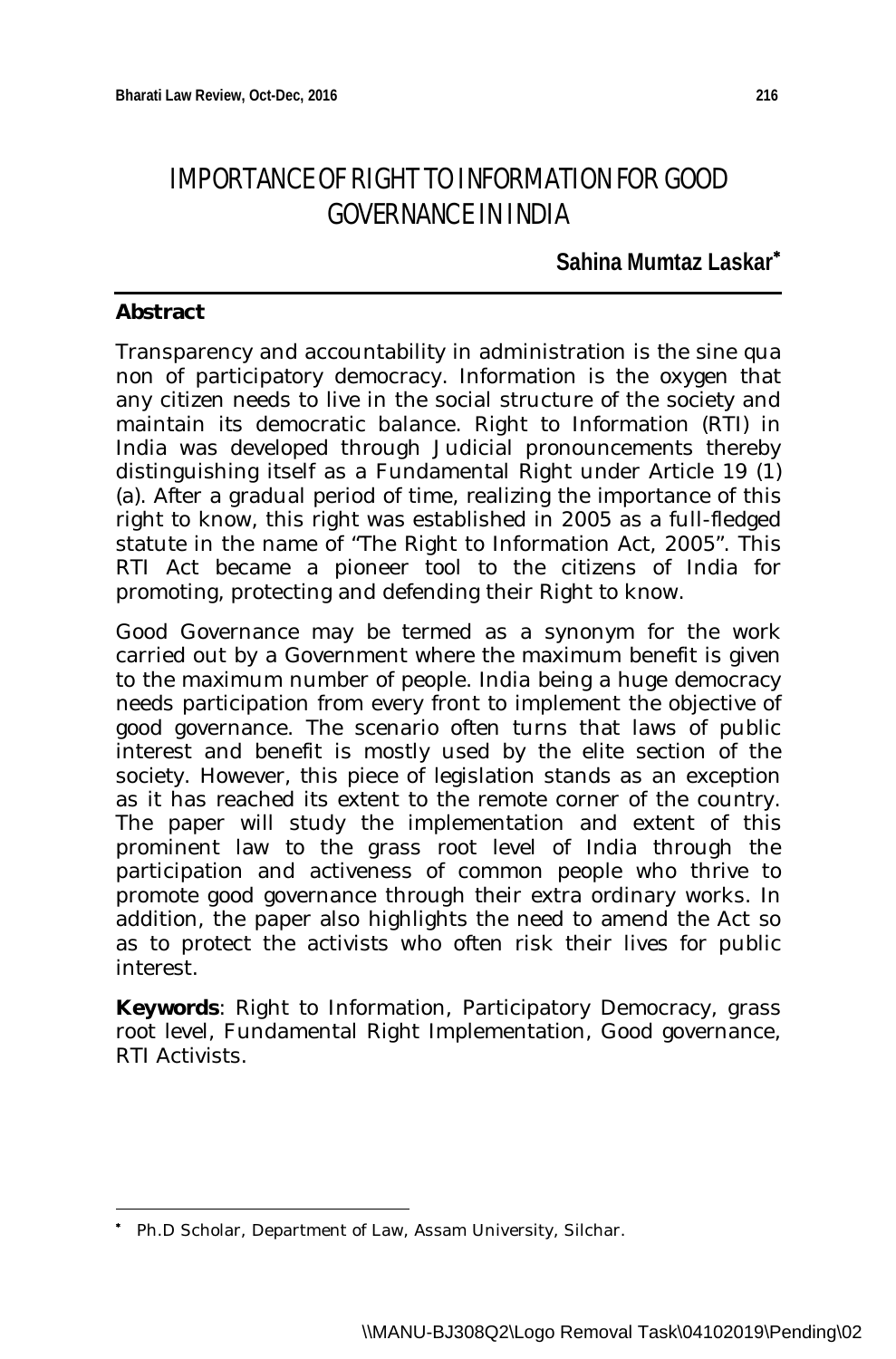# IMPORTANCE OF RIGHT TO INFORMATION FOR GOOD GOVERNANCE IN INDIA

**Sahina Mumtaz Laskar***

**Abstract**

Transparency and accountability in administration is the sine qua non of participatory democracy. Information is the oxygen that any citizen needs to live in the social structure of the society and maintain its democratic balance. Right to Information (RTI) in India was developed through Judicial pronouncements thereby distinguishing itself as a Fundamental Right under Article 19 (1) (a). After a gradual period of time, realizing the importance of this right to know, this right was established in 2005 as a full-fledged statute in the name of "The Right to Information Act, 2005". This RTI Act became a pioneer tool to the citizens of India for promoting, protecting and defending their Right to know.

Good Governance may be termed as a synonym for the work carried out by a Government where the maximum benefit is given to the maximum number of people. India being a huge democracy needs participation from every front to implement the objective of good governance. The scenario often turns that laws of public interest and benefit is mostly used by the elite section of the society. However, this piece of legislation stands as an exception as it has reached its extent to the remote corner of the country. The paper will study the implementation and extent of this prominent law to the grass root level of India through the participation and activeness of common people who thrive to promote good governance through their extra ordinary works. In addition, the paper also highlights the need to amend the Act so as to protect the activists who often risk their lives for public interest.

**Keywords**: Right to Information, Participatory Democracy, grass root level, Fundamental Right Implementation, Good governance, RTI Activists.

---

* Ph.D Scholar, Department of Law, Assam University, Silchar.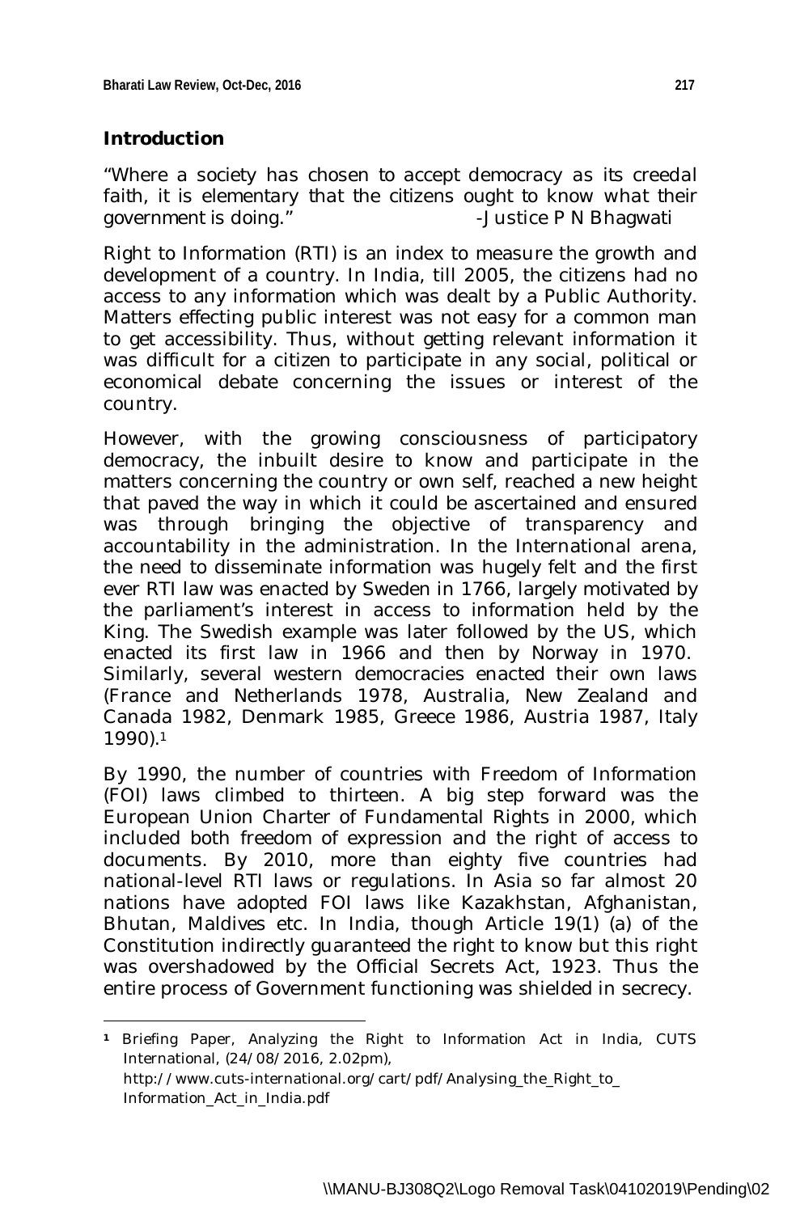## Introduction

"Where a society has chosen to accept democracy as its creedal faith, it is elementary that the citizens ought to know what their government is doing." -*Justice P N Bhagwati*

Right to Information (RTI) is an index to measure the growth and development of a country. In India, till 2005, the citizens had no access to any information which was dealt by a Public Authority. Matters effecting public interest was not easy for a common man to get accessibility. Thus, without getting relevant information it was difficult for a citizen to participate in any social, political or economical debate concerning the issues or interest of the country.

However, with the growing consciousness of participatory democracy, the inbuilt desire to know and participate in the matters concerning the country or own self, reached a new height that paved the way in which it could be ascertained and ensured was through bringing the objective of transparency and accountability in the administration. In the International arena, the need to disseminate information was hugely felt and the first ever RTI law was enacted by Sweden in 1766, largely motivated by the parliament's interest in access to information held by the King. The Swedish example was later followed by the US, which enacted its first law in 1966 and then by Norway in 1970. Similarly, several western democracies enacted their own laws (France and Netherlands 1978, Australia, New Zealand and Canada 1982, Denmark 1985, Greece 1986, Austria 1987, Italy 1990).[1]

By 1990, the number of countries with Freedom of Information (FOI) laws climbed to thirteen. A big step forward was the European Union Charter of Fundamental Rights in 2000, which included both freedom of expression and the right of access to documents. By 2010, more than eighty five countries had national-level RTI laws or regulations. In Asia so far almost 20 nations have adopted FOI laws like Kazakhstan, Afghanistan, Bhutan, Maldives etc. In India, though Article 19(1) (a) of the Constitution indirectly guaranteed the right to know but this right was overshadowed by the Official Secrets Act, 1923. Thus the entire process of Government functioning was shielded in secrecy.

---

[1] Briefing Paper, Analyzing the Right to Information Act in India, CUTS International, (24/08/2016, 2.02pm), http://www.cuts-international.org/cart/pdf/Analysing_the_Right_to_Information_Act_in_India.pdf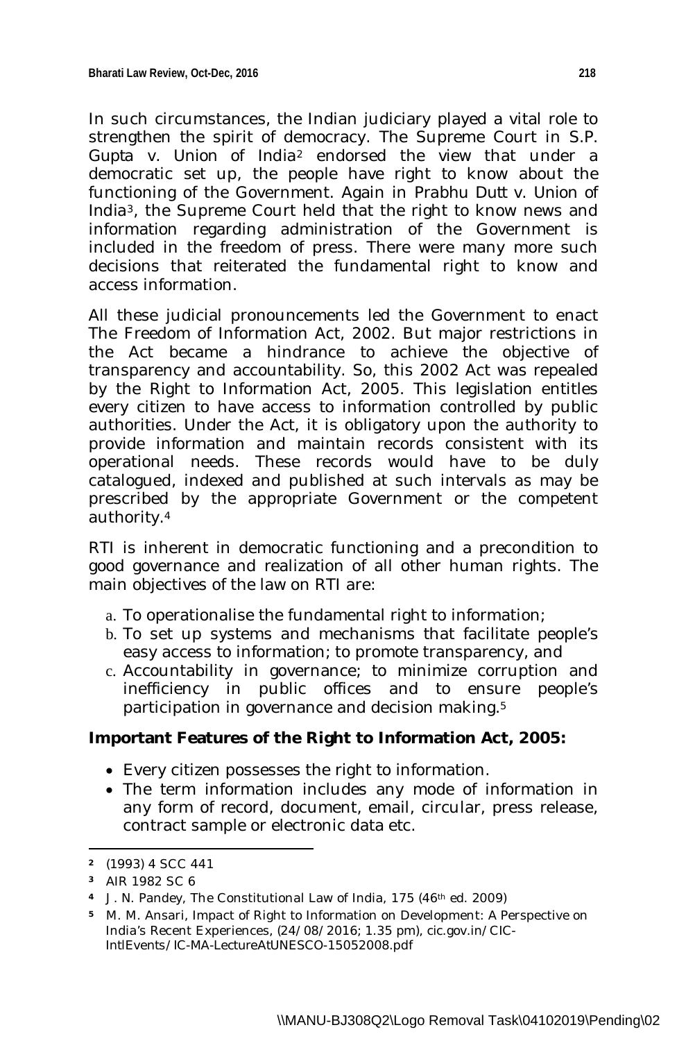In such circumstances, the Indian judiciary played a vital role to strengthen the spirit of democracy. The Supreme Court in *S.P. Gupta v. Union of India*[2] endorsed the view that under a democratic set up, the people have right to know about the functioning of the Government. Again in *Prabhu Dutt v. Union of India*[3], the Supreme Court held that the right to know news and information regarding administration of the Government is included in the freedom of press. There were many more such decisions that reiterated the fundamental right to know and access information.

All these judicial pronouncements led the Government to enact The Freedom of Information Act, 2002. But major restrictions in the Act became a hindrance to achieve the objective of transparency and accountability. So, this 2002 Act was repealed by the Right to Information Act, 2005. This legislation entitles every citizen to have access to information controlled by public authorities. Under the Act, it is obligatory upon the authority to provide information and maintain records consistent with its operational needs. These records would have to be duly catalogued, indexed and published at such intervals as may be prescribed by the appropriate Government or the competent authority.[4]

RTI is inherent in democratic functioning and a precondition to good governance and realization of all other human rights. The main objectives of the law on RTI are:

a. To operationalise the fundamental right to information;
b. To set up systems and mechanisms that facilitate people's easy access to information; to promote transparency, and
c. Accountability in governance; to minimize corruption and inefficiency in public offices and to ensure people's participation in governance and decision making.[5]

**Important Features of the Right to Information Act, 2005:**

- Every citizen possesses the right to information.
- The term information includes any mode of information in any form of record, document, email, circular, press release, contract sample or electronic data etc.

---

[2] (1993) 4 SCC 441

[3] AIR 1982 SC 6

[4] J. N. Pandey, The Constitutional Law of India, 175 (46th ed. 2009)

[5] M. M. Ansari, Impact of Right to Information on Development: A Perspective on India's Recent Experiences, (24/08/2016; 1.35 pm), cic.gov.in/CIC-IntlEvents/IC-MA-LectureAtUNESCO-15052008.pdf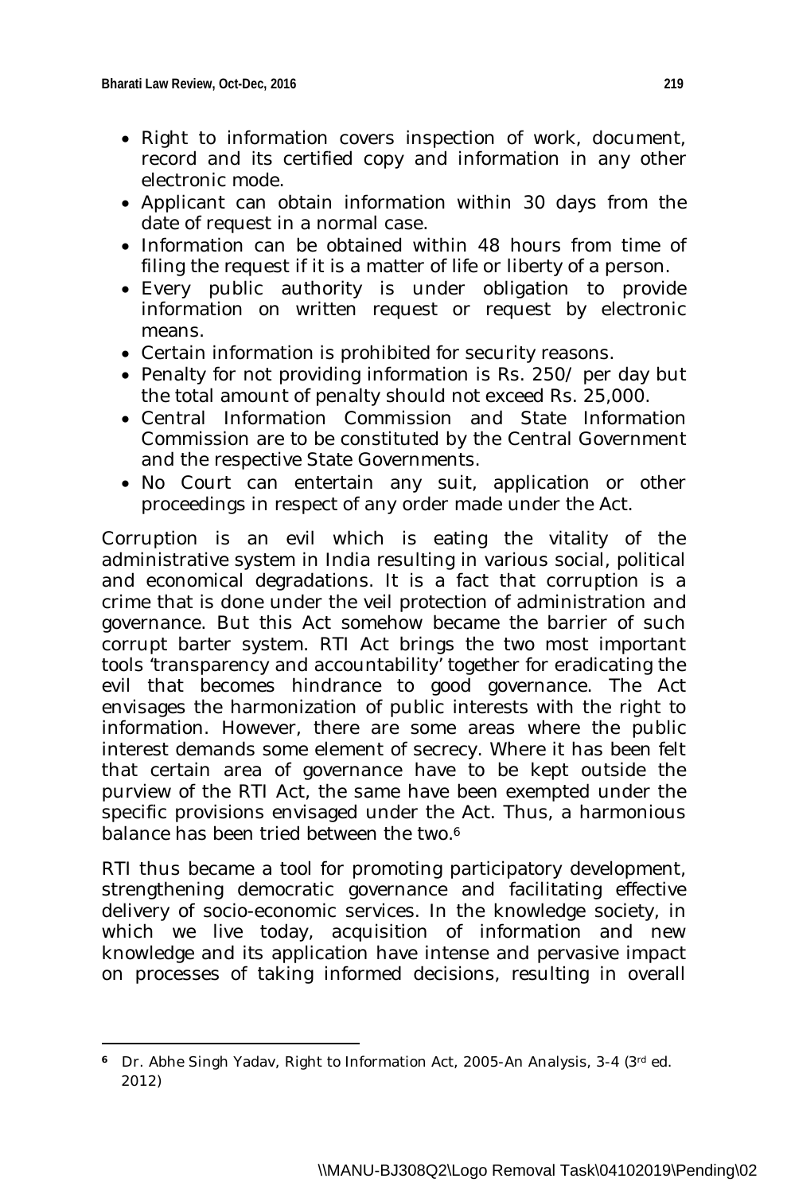- Right to information covers inspection of work, document, record and its certified copy and information in any other electronic mode.
- Applicant can obtain information within 30 days from the date of request in a normal case.
- Information can be obtained within 48 hours from time of filing the request if it is a matter of life or liberty of a person.
- Every public authority is under obligation to provide information on written request or request by electronic means.
- Certain information is prohibited for security reasons.
- Penalty for not providing information is Rs. 250/ per day but the total amount of penalty should not exceed Rs. 25,000.
- Central Information Commission and State Information Commission are to be constituted by the Central Government and the respective State Governments.
- No Court can entertain any suit, application or other proceedings in respect of any order made under the Act.

Corruption is an evil which is eating the vitality of the administrative system in India resulting in various social, political and economical degradations. It is a fact that corruption is a crime that is done under the veil protection of administration and governance. But this Act somehow became the barrier of such corrupt barter system. RTI Act brings the two most important tools 'transparency and accountability' together for eradicating the evil that becomes hindrance to good governance. The Act envisages the harmonization of public interests with the right to information. However, there are some areas where the public interest demands some element of secrecy. Where it has been felt that certain area of governance have to be kept outside the purview of the RTI Act, the same have been exempted under the specific provisions envisaged under the Act. Thus, a harmonious balance has been tried between the two.[6]

RTI thus became a tool for promoting participatory development, strengthening democratic governance and facilitating effective delivery of socio-economic services. In the knowledge society, in which we live today, acquisition of information and new knowledge and its application have intense and pervasive impact on processes of taking informed decisions, resulting in overall

---

[6] Dr. Abhe Singh Yadav, Right to Information Act, 2005-An Analysis, 3-4 (3rd ed. 2012)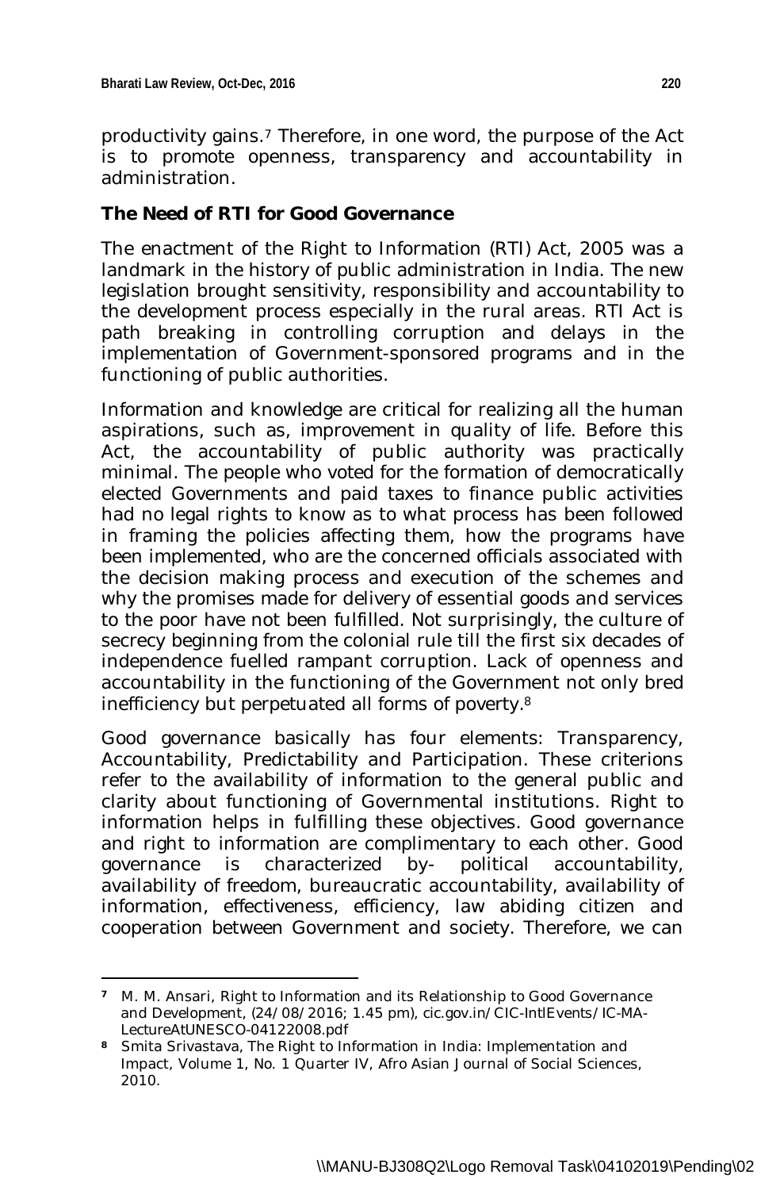productivity gains.[7] Therefore, in one word, the purpose of the Act is to promote openness, transparency and accountability in administration.

## The Need of RTI for Good Governance

The enactment of the Right to Information (RTI) Act, 2005 was a landmark in the history of public administration in India. The new legislation brought sensitivity, responsibility and accountability to the development process especially in the rural areas. RTI Act is path breaking in controlling corruption and delays in the implementation of Government-sponsored programs and in the functioning of public authorities.

Information and knowledge are critical for realizing all the human aspirations, such as, improvement in quality of life. Before this Act, the accountability of public authority was practically minimal. The people who voted for the formation of democratically elected Governments and paid taxes to finance public activities had no legal rights to know as to what process has been followed in framing the policies affecting them, how the programs have been implemented, who are the concerned officials associated with the decision making process and execution of the schemes and why the promises made for delivery of essential goods and services to the poor have not been fulfilled. Not surprisingly, the culture of secrecy beginning from the colonial rule till the first six decades of independence fuelled rampant corruption. Lack of openness and accountability in the functioning of the Government not only bred inefficiency but perpetuated all forms of poverty.[8]

Good governance basically has four elements: Transparency, Accountability, Predictability and Participation. These criterions refer to the availability of information to the general public and clarity about functioning of Governmental institutions. Right to information helps in fulfilling these objectives. Good governance and right to information are complimentary to each other. Good governance is characterized by- political accountability, availability of freedom, bureaucratic accountability, availability of information, effectiveness, efficiency, law abiding citizen and cooperation between Government and society. Therefore, we can

---

[7] M. M. Ansari, Right to Information and its Relationship to Good Governance and Development, (24/08/2016; 1.45 pm), cic.gov.in/CIC-IntlEvents/IC-MA-LectureAtUNESCO-04122008.pdf

[8] Smita Srivastava, The Right to Information in India: Implementation and Impact, Volume 1, No. 1 Quarter IV, Afro Asian Journal of Social Sciences, 2010.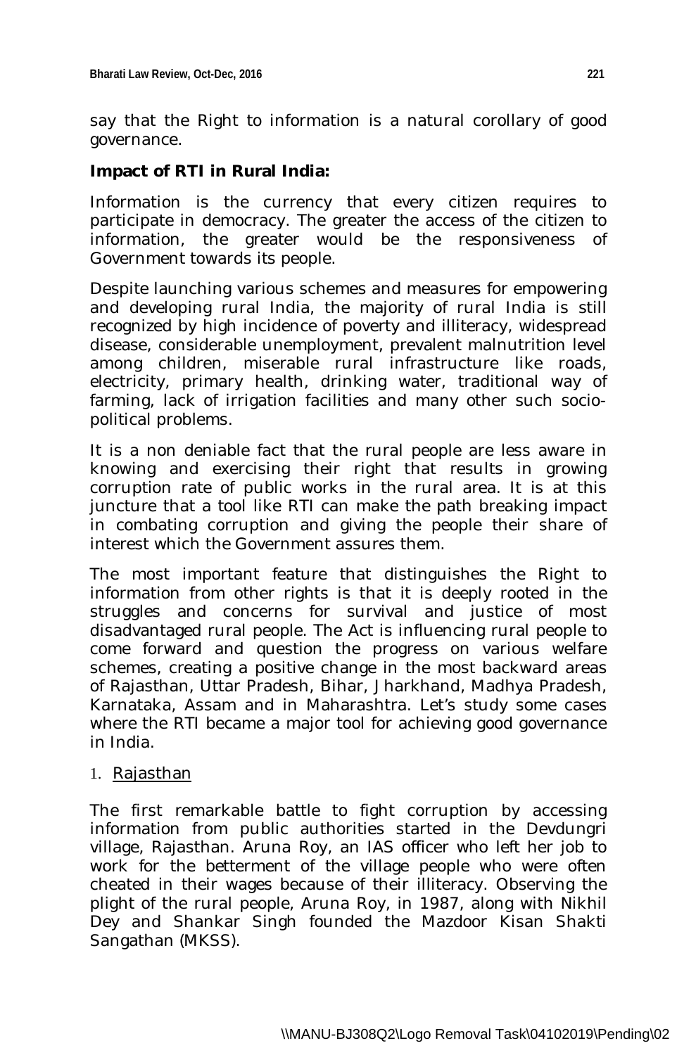say that the Right to information is a natural corollary of good governance.

**Impact of RTI in Rural India:**

Information is the currency that every citizen requires to participate in democracy. The greater the access of the citizen to information, the greater would be the responsiveness of Government towards its people.

Despite launching various schemes and measures for empowering and developing rural India, the majority of rural India is still recognized by high incidence of poverty and illiteracy, widespread disease, considerable unemployment, prevalent malnutrition level among children, miserable rural infrastructure like roads, electricity, primary health, drinking water, traditional way of farming, lack of irrigation facilities and many other such socio-political problems.

It is a non deniable fact that the rural people are less aware in knowing and exercising their right that results in growing corruption rate of public works in the rural area. It is at this juncture that a tool like RTI can make the path breaking impact in combating corruption and giving the people their share of interest which the Government assures them.

The most important feature that distinguishes the Right to information from other rights is that it is deeply rooted in the struggles and concerns for survival and justice of most disadvantaged rural people. The Act is influencing rural people to come forward and question the progress on various welfare schemes, creating a positive change in the most backward areas of Rajasthan, Uttar Pradesh, Bihar, Jharkhand, Madhya Pradesh, Karnataka, Assam and in Maharashtra. Let's study some cases where the RTI became a major tool for achieving good governance in India.

1. Rajasthan

The first remarkable battle to fight corruption by accessing information from public authorities started in the Devdungri village, Rajasthan. Aruna Roy, an IAS officer who left her job to work for the betterment of the village people who were often cheated in their wages because of their illiteracy. Observing the plight of the rural people, Aruna Roy, in 1987, along with Nikhil Dey and Shankar Singh founded the Mazdoor Kisan Shakti Sangathan (MKSS).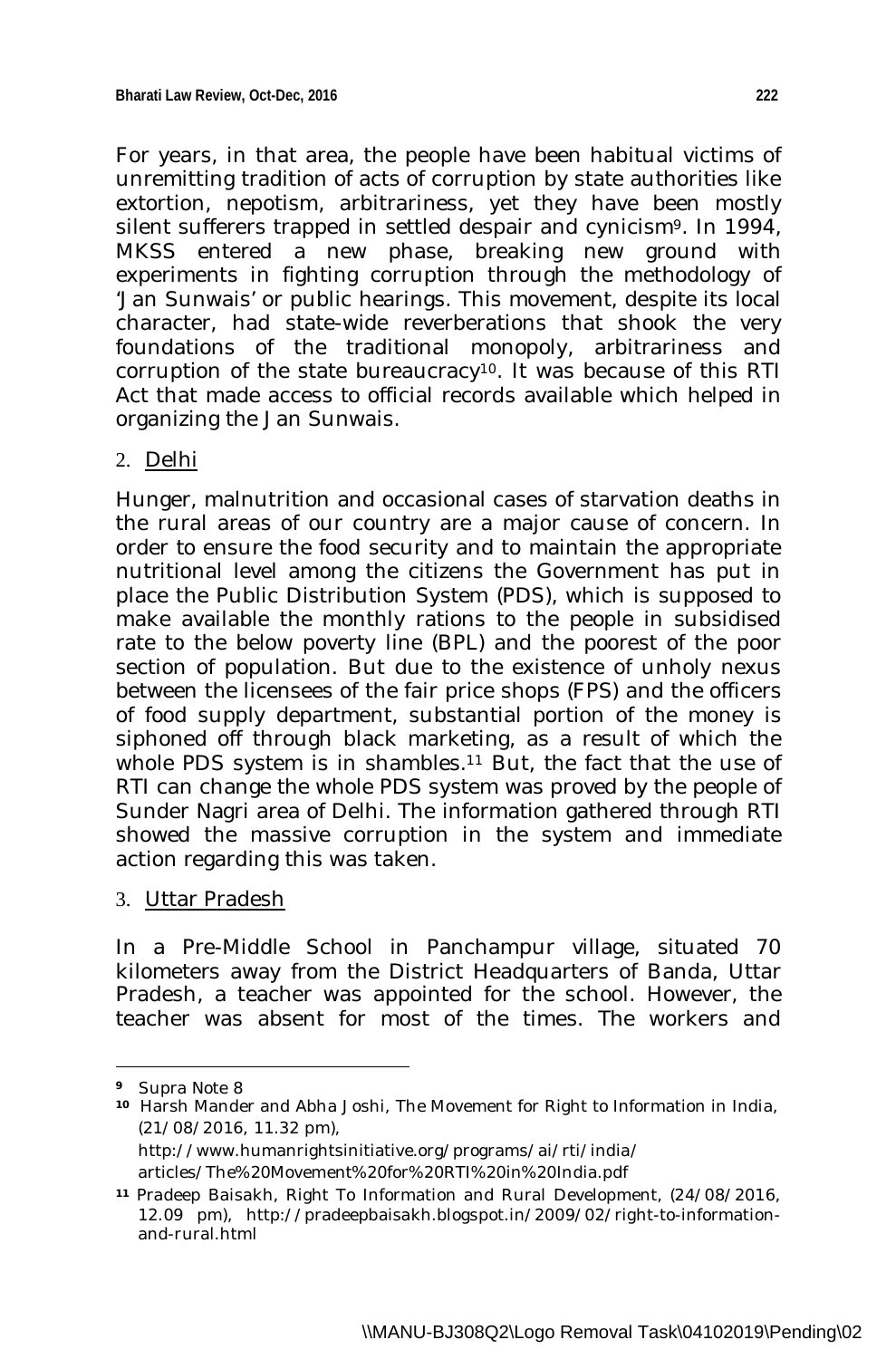For years, in that area, the people have been habitual victims of unremitting tradition of acts of corruption by state authorities like extortion, nepotism, arbitrariness, yet they have been mostly silent sufferers trapped in settled despair and cynicism[9]. In 1994, MKSS entered a new phase, breaking new ground with experiments in fighting corruption through the methodology of 'Jan Sunwais' or public hearings. This movement, despite its local character, had state-wide reverberations that shook the very foundations of the traditional monopoly, arbitrariness and corruption of the state bureaucracy[10]. It was because of this RTI Act that made access to official records available which helped in organizing the Jan Sunwais.

2. Delhi

Hunger, malnutrition and occasional cases of starvation deaths in the rural areas of our country are a major cause of concern. In order to ensure the food security and to maintain the appropriate nutritional level among the citizens the Government has put in place the Public Distribution System (PDS), which is supposed to make available the monthly rations to the people in subsidised rate to the below poverty line (BPL) and the poorest of the poor section of population. But due to the existence of unholy nexus between the licensees of the fair price shops (FPS) and the officers of food supply department, substantial portion of the money is siphoned off through black marketing, as a result of which the whole PDS system is in shambles.[11] But, the fact that the use of RTI can change the whole PDS system was proved by the people of Sunder Nagri area of Delhi. The information gathered through RTI showed the massive corruption in the system and immediate action regarding this was taken.

3. Uttar Pradesh

In a Pre-Middle School in Panchampur village, situated 70 kilometers away from the District Headquarters of Banda, Uttar Pradesh, a teacher was appointed for the school. However, the teacher was absent for most of the times. The workers and

---

**9** Supra Note 8

**10** Harsh Mander and Abha Joshi, The Movement for Right to Information in India, (21/08/2016, 11.32 pm), http://www.humanrightsinitiative.org/programs/ai/rti/india/articles/The%20Movement%20for%20RTI%20in%20India.pdf

**11** Pradeep Baisakh, Right To Information and Rural Development, (24/08/2016, 12.09 pm), http://pradeepbaisakh.blogspot.in/2009/02/right-to-information-and-rural.html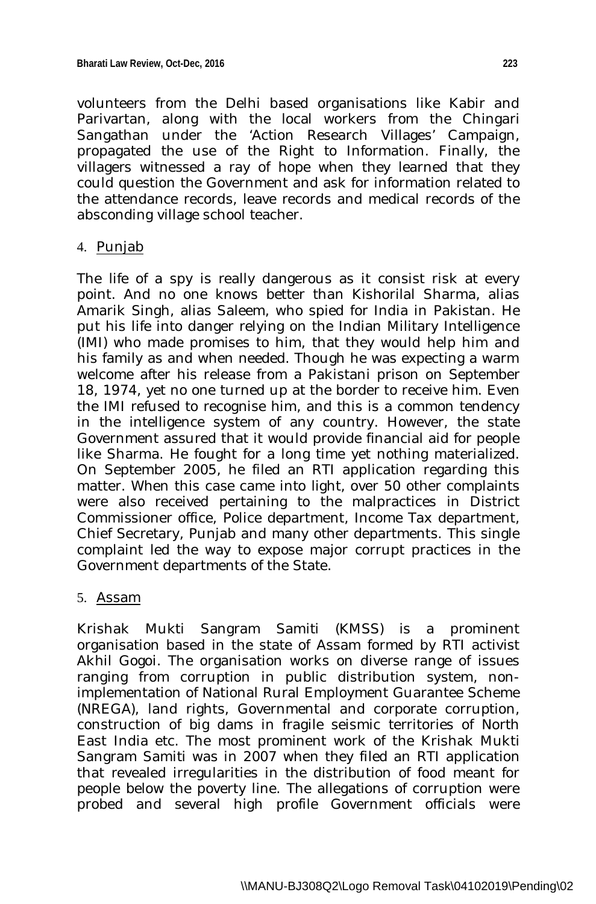volunteers from the Delhi based organisations like Kabir and Parivartan, along with the local workers from the Chingari Sangathan under the 'Action Research Villages' Campaign, propagated the use of the Right to Information. Finally, the villagers witnessed a ray of hope when they learned that they could question the Government and ask for information related to the attendance records, leave records and medical records of the absconding village school teacher.

4. Punjab

The life of a spy is really dangerous as it consist risk at every point. And no one knows better than Kishorilal Sharma, alias Amarik Singh, alias Saleem, who spied for India in Pakistan. He put his life into danger relying on the Indian Military Intelligence (IMI) who made promises to him, that they would help him and his family as and when needed. Though he was expecting a warm welcome after his release from a Pakistani prison on September 18, 1974, yet no one turned up at the border to receive him. Even the IMI refused to recognise him, and this is a common tendency in the intelligence system of any country. However, the state Government assured that it would provide financial aid for people like Sharma. He fought for a long time yet nothing materialized. On September 2005, he filed an RTI application regarding this matter. When this case came into light, over 50 other complaints were also received pertaining to the malpractices in District Commissioner office, Police department, Income Tax department, Chief Secretary, Punjab and many other departments. This single complaint led the way to expose major corrupt practices in the Government departments of the State.

5. Assam

Krishak Mukti Sangram Samiti (KMSS) is a prominent organisation based in the state of Assam formed by RTI activist Akhil Gogoi. The organisation works on diverse range of issues ranging from corruption in public distribution system, non-implementation of National Rural Employment Guarantee Scheme (NREGA), land rights, Governmental and corporate corruption, construction of big dams in fragile seismic territories of North East India etc. The most prominent work of the Krishak Mukti Sangram Samiti was in 2007 when they filed an RTI application that revealed irregularities in the distribution of food meant for people below the poverty line. The allegations of corruption were probed and several high profile Government officials were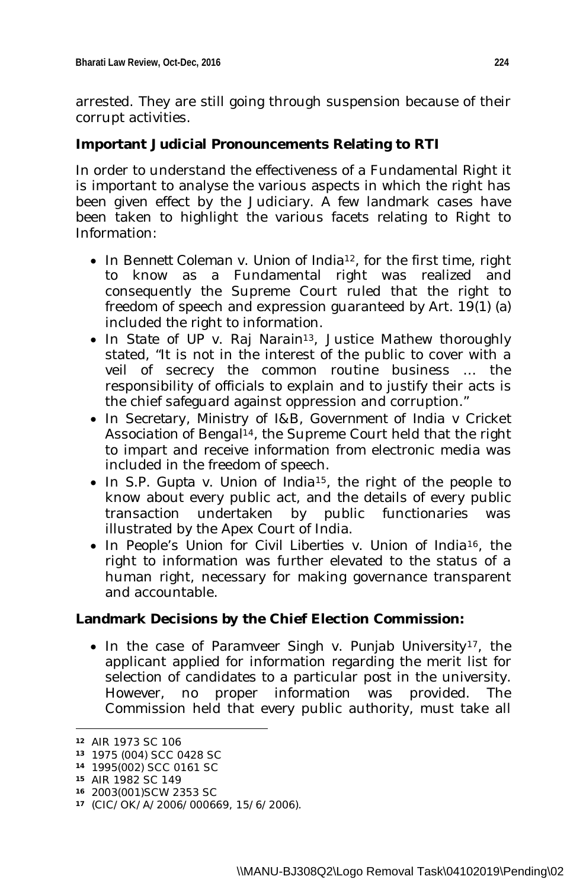arrested. They are still going through suspension because of their corrupt activities.

**Important Judicial Pronouncements Relating to RTI**

In order to understand the effectiveness of a Fundamental Right it is important to analyse the various aspects in which the right has been given effect by the Judiciary. A few landmark cases have been taken to highlight the various facets relating to Right to Information:

- In Bennett Coleman v. Union of India[12], for the first time, right to know as a Fundamental right was realized and consequently the Supreme Court ruled that the right to freedom of speech and expression guaranteed by Art. 19(1) (a) included the right to information.
- In State of UP v. Raj Narain[13], Justice Mathew thoroughly stated, "It is not in the interest of the public to cover with a veil of secrecy the common routine business … the responsibility of officials to explain and to justify their acts is the chief safeguard against oppression and corruption."
- In Secretary, Ministry of I&B, Government of India v Cricket Association of Bengal[14], the Supreme Court held that the right to impart and receive information from electronic media was included in the freedom of speech.
- In S.P. Gupta v. Union of India[15], the right of the people to know about every public act, and the details of every public transaction undertaken by public functionaries was illustrated by the Apex Court of India.
- In People's Union for Civil Liberties v. Union of India[16], the right to information was further elevated to the status of a human right, necessary for making governance transparent and accountable.

**Landmark Decisions by the Chief Election Commission:**

- In the case of Paramveer Singh v. Punjab University[17], the applicant applied for information regarding the merit list for selection of candidates to a particular post in the university. However, no proper information was provided. The Commission held that every public authority, must take all

---

[12] AIR 1973 SC 106

[13] 1975 (004) SCC 0428 SC

[14] 1995(002) SCC 0161 SC

[15] AIR 1982 SC 149

[16] 2003(001)SCW 2353 SC

[17] (CIC/OK/A/2006/000669, 15/6/2006).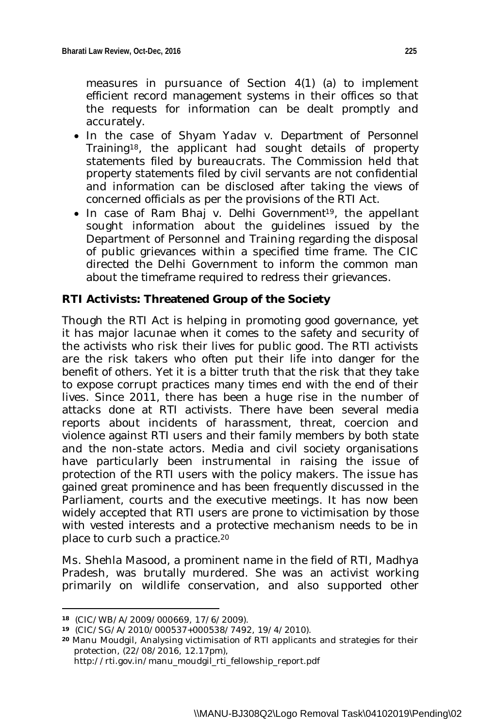measures in pursuance of Section 4(1) (a) to implement efficient record management systems in their offices so that the requests for information can be dealt promptly and accurately.

- In the case of Shyam Yadav v. Department of Personnel Training[18], the applicant had sought details of property statements filed by bureaucrats. The Commission held that property statements filed by civil servants are not confidential and information can be disclosed after taking the views of concerned officials as per the provisions of the RTI Act.
- In case of Ram Bhaj v. Delhi Government[19], the appellant sought information about the guidelines issued by the Department of Personnel and Training regarding the disposal of public grievances within a specified time frame. The CIC directed the Delhi Government to inform the common man about the timeframe required to redress their grievances.

**RTI Activists: Threatened Group of the Society**

Though the RTI Act is helping in promoting good governance, yet it has major lacunae when it comes to the safety and security of the activists who risk their lives for public good. The RTI activists are the risk takers who often put their life into danger for the benefit of others. Yet it is a bitter truth that the risk that they take to expose corrupt practices many times end with the end of their lives. Since 2011, there has been a huge rise in the number of attacks done at RTI activists. There have been several media reports about incidents of harassment, threat, coercion and violence against RTI users and their family members by both state and the non-state actors. Media and civil society organisations have particularly been instrumental in raising the issue of protection of the RTI users with the policy makers. The issue has gained great prominence and has been frequently discussed in the Parliament, courts and the executive meetings. It has now been widely accepted that RTI users are prone to victimisation by those with vested interests and a protective mechanism needs to be in place to curb such a practice.[20]

Ms. Shehla Masood, a prominent name in the field of RTI, Madhya Pradesh, was brutally murdered. She was an activist working primarily on wildlife conservation, and also supported other

---

[18] (CIC/WB/A/2009/000669, 17/6/2009).

[19] (CIC/SG/A/2010/000537+000538/7492, 19/4/2010).

[20] Manu Moudgil, Analysing victimisation of RTI applicants and strategies for their protection, (22/08/2016, 12.17pm), http://rti.gov.in/manu_moudgil_rti_fellowship_report.pdf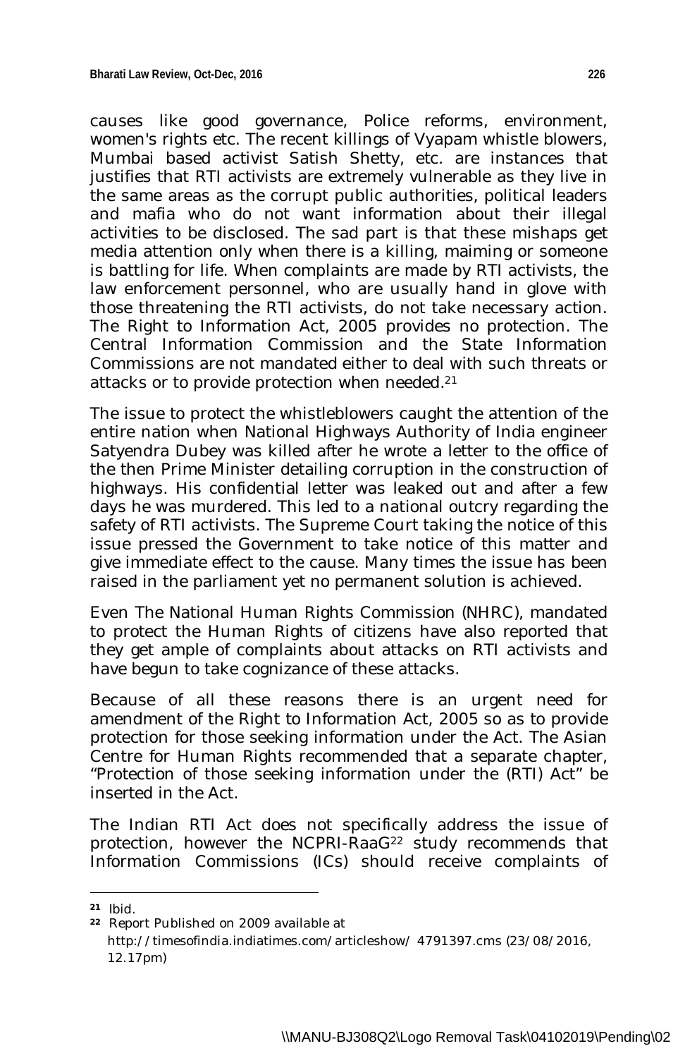causes like good governance, Police reforms, environment, women's rights etc. The recent killings of Vyapam whistle blowers, Mumbai based activist Satish Shetty, etc. are instances that justifies that RTI activists are extremely vulnerable as they live in the same areas as the corrupt public authorities, political leaders and mafia who do not want information about their illegal activities to be disclosed. The sad part is that these mishaps get media attention only when there is a killing, maiming or someone is battling for life. When complaints are made by RTI activists, the law enforcement personnel, who are usually hand in glove with those threatening the RTI activists, do not take necessary action. The Right to Information Act, 2005 provides no protection. The Central Information Commission and the State Information Commissions are not mandated either to deal with such threats or attacks or to provide protection when needed.[21]

The issue to protect the whistleblowers caught the attention of the entire nation when National Highways Authority of India engineer Satyendra Dubey was killed after he wrote a letter to the office of the then Prime Minister detailing corruption in the construction of highways. His confidential letter was leaked out and after a few days he was murdered. This led to a national outcry regarding the safety of RTI activists. The Supreme Court taking the notice of this issue pressed the Government to take notice of this matter and give immediate effect to the cause. Many times the issue has been raised in the parliament yet no permanent solution is achieved.

Even The National Human Rights Commission (NHRC), mandated to protect the Human Rights of citizens have also reported that they get ample of complaints about attacks on RTI activists and have begun to take cognizance of these attacks.

Because of all these reasons there is an urgent need for amendment of the Right to Information Act, 2005 so as to provide protection for those seeking information under the Act. The Asian Centre for Human Rights recommended that a separate chapter, "Protection of those seeking information under the (RTI) Act" be inserted in the Act.

The Indian RTI Act does not specifically address the issue of protection, however the NCPRI-RaaG[22] study recommends that Information Commissions (ICs) should receive complaints of

---

[21] *Ibid.*

[22] Report Published on 2009 available at http://timesofindia.indiatimes.com/articleshow/ 4791397.cms (23/08/2016, 12.17pm)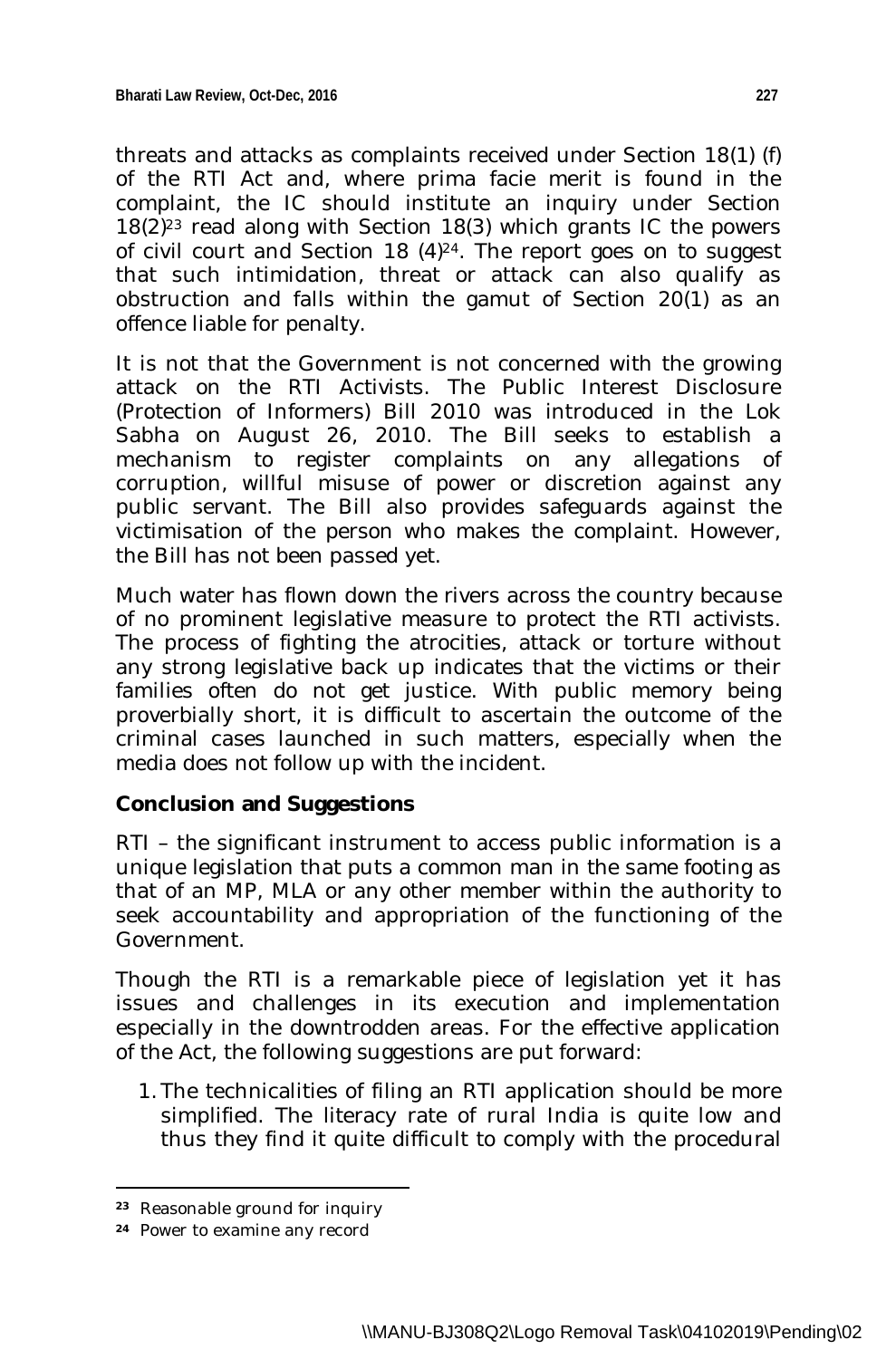threats and attacks as complaints received under Section 18(1) (f) of the RTI Act and, where prima facie merit is found in the complaint, the IC should institute an inquiry under Section 18(2)[23] read along with Section 18(3) which grants IC the powers of civil court and Section 18 (4)[24]. The report goes on to suggest that such intimidation, threat or attack can also qualify as obstruction and falls within the gamut of Section 20(1) as an offence liable for penalty.

It is not that the Government is not concerned with the growing attack on the RTI Activists. The Public Interest Disclosure (Protection of Informers) Bill 2010 was introduced in the Lok Sabha on August 26, 2010. The Bill seeks to establish a mechanism to register complaints on any allegations of corruption, willful misuse of power or discretion against any public servant. The Bill also provides safeguards against the victimisation of the person who makes the complaint. However, the Bill has not been passed yet.

Much water has flown down the rivers across the country because of no prominent legislative measure to protect the RTI activists. The process of fighting the atrocities, attack or torture without any strong legislative back up indicates that the victims or their families often do not get justice. With public memory being proverbially short, it is difficult to ascertain the outcome of the criminal cases launched in such matters, especially when the media does not follow up with the incident.

**Conclusion and Suggestions**

RTI – the significant instrument to access public information is a unique legislation that puts a common man in the same footing as that of an MP, MLA or any other member within the authority to seek accountability and appropriation of the functioning of the Government.

Though the RTI is a remarkable piece of legislation yet it has issues and challenges in its execution and implementation especially in the downtrodden areas. For the effective application of the Act, the following suggestions are put forward:

1. The technicalities of filing an RTI application should be more simplified. The literacy rate of rural India is quite low and thus they find it quite difficult to comply with the procedural

---

[23] Reasonable ground for inquiry

[24] Power to examine any record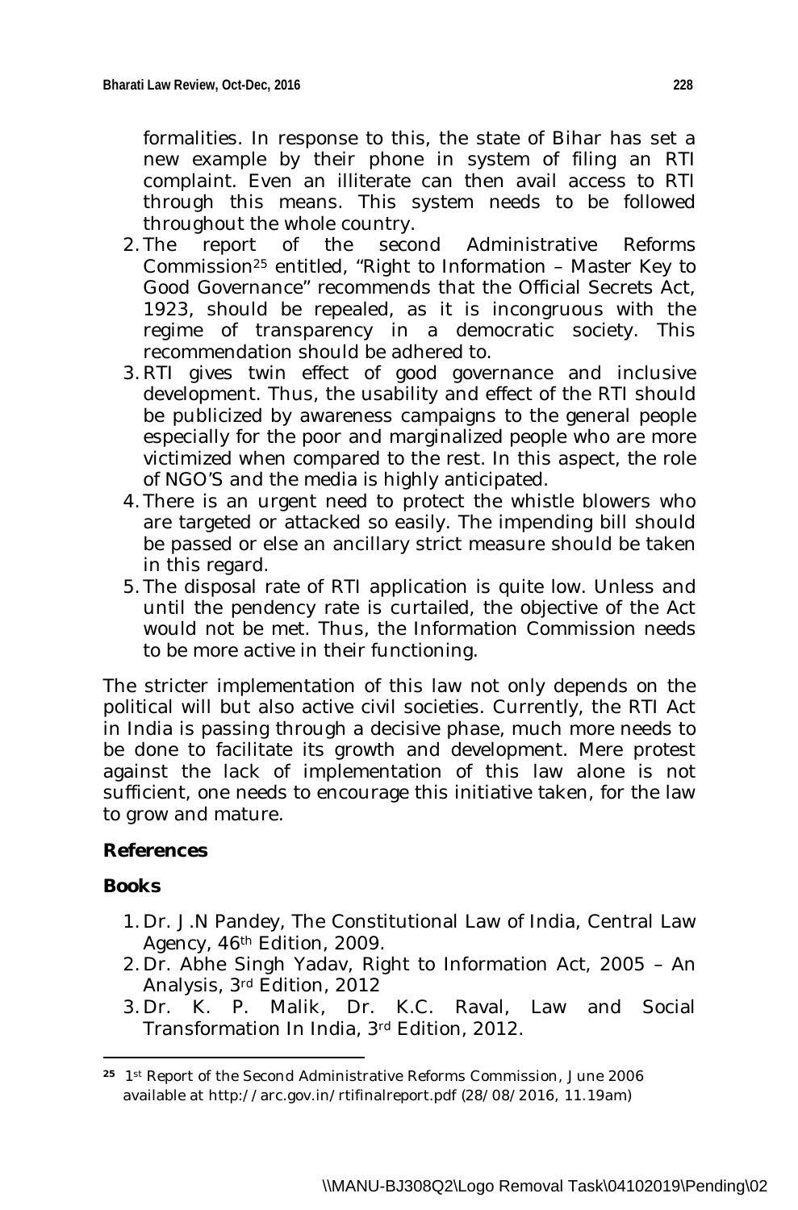formalities. In response to this, the state of Bihar has set a new example by their phone in system of filing an RTI complaint. Even an illiterate can then avail access to RTI through this means. This system needs to be followed throughout the whole country.

2. The report of the second Administrative Reforms Commission[25] entitled, "Right to Information – Master Key to Good Governance" recommends that the Official Secrets Act, 1923, should be repealed, as it is incongruous with the regime of transparency in a democratic society. This recommendation should be adhered to.
3. RTI gives twin effect of good governance and inclusive development. Thus, the usability and effect of the RTI should be publicized by awareness campaigns to the general people especially for the poor and marginalized people who are more victimized when compared to the rest. In this aspect, the role of NGO'S and the media is highly anticipated.
4. There is an urgent need to protect the whistle blowers who are targeted or attacked so easily. The impending bill should be passed or else an ancillary strict measure should be taken in this regard.
5. The disposal rate of RTI application is quite low. Unless and until the pendency rate is curtailed, the objective of the Act would not be met. Thus, the Information Commission needs to be more active in their functioning.

The stricter implementation of this law not only depends on the political will but also active civil societies. Currently, the RTI Act in India is passing through a decisive phase, much more needs to be done to facilitate its growth and development. Mere protest against the lack of implementation of this law alone is not sufficient, one needs to encourage this initiative taken, for the law to grow and mature.

**References**

**Books**

1. Dr. J.N Pandey, The Constitutional Law of India, Central Law Agency, 46th Edition, 2009.
2. Dr. Abhe Singh Yadav, Right to Information Act, 2005 – An Analysis, 3rd Edition, 2012
3. Dr. K. P. Malik, Dr. K.C. Raval, Law and Social Transformation In India, 3rd Edition, 2012.

---

[25] 1st Report of the Second Administrative Reforms Commission, June 2006 available at http://arc.gov.in/rtifinalreport.pdf (28/08/2016, 11.19am)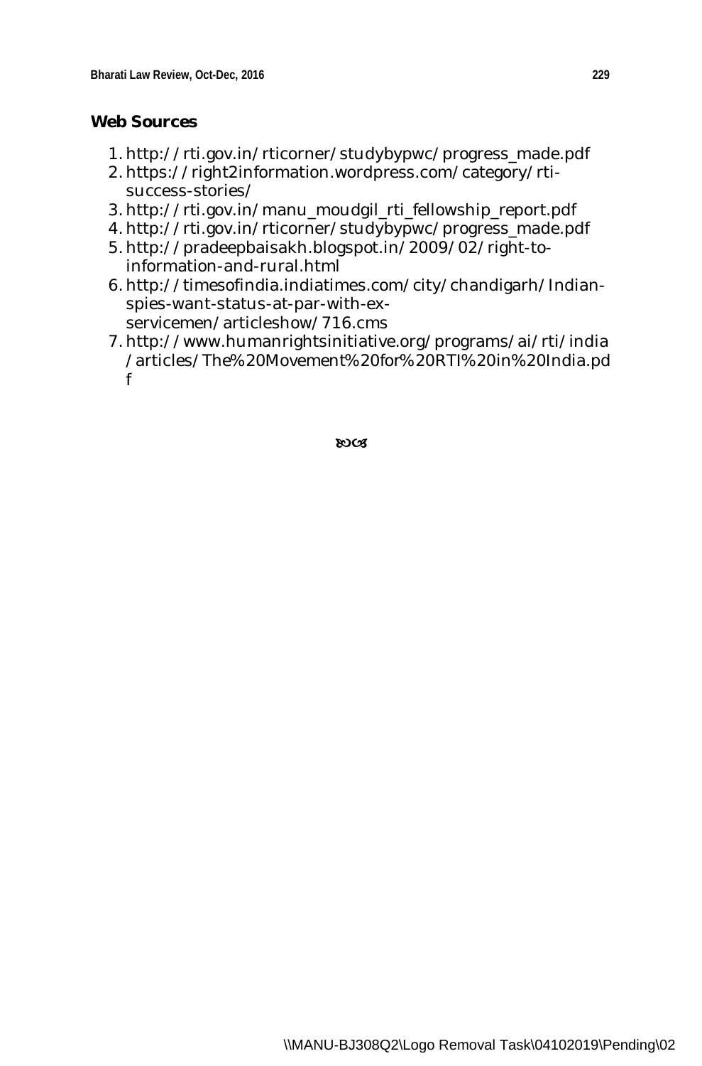## Web Sources

1. http://rti.gov.in/rticorner/studybypwc/progress_made.pdf
2. https://right2information.wordpress.com/category/rti-success-stories/
3. http://rti.gov.in/manu_moudgil_rti_fellowship_report.pdf
4. http://rti.gov.in/rticorner/studybypwc/progress_made.pdf
5. http://pradeepbaisakh.blogspot.in/2009/02/right-to-information-and-rural.html
6. http://timesofindia.indiatimes.com/city/chandigarh/Indian-spies-want-status-at-par-with-ex-servicemen/articleshow/716.cms
7. http://www.humanrightsinitiative.org/programs/ai/rti/india/articles/The%20Movement%20for%20RTI%20in%20India.pdf

*****